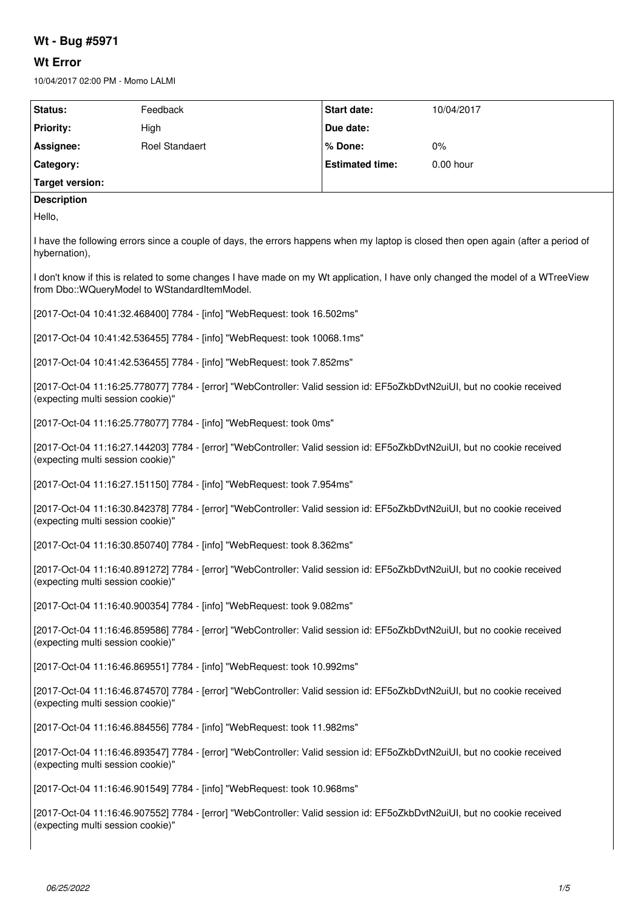# Wt - Bug #5971

## Wt Error

10/04/2017 02:00 PM - Momo LALMI

| Status: | Feedback | Start date: | 10/04/2017 |
|---|---|---|---|
| Priority: | High | Due date: | |
| Assignee: | Roel Standaert | % Done: | 0% |
| Category: | | Estimated time: | 0.00 hour |
| Target version: | | | |

**Description**

Hello,

I have the following errors since a couple of days, the errors happens when my laptop is closed then open again (after a period of hybernation),

I don't know if this is related to some changes I have made on my Wt application, I have only changed the model of a WTreeView from Dbo::WQueryModel to WStandardItemModel.

[2017-Oct-04 10:41:32.468400] 7784 - [info] "WebRequest: took 16.502ms"

[2017-Oct-04 10:41:42.536455] 7784 - [info] "WebRequest: took 10068.1ms"

[2017-Oct-04 10:41:42.536455] 7784 - [info] "WebRequest: took 7.852ms"

[2017-Oct-04 11:16:25.778077] 7784 - [error] "WebController: Valid session id: EF5oZkbDvtN2uiUI, but no cookie received (expecting multi session cookie)"

[2017-Oct-04 11:16:25.778077] 7784 - [info] "WebRequest: took 0ms"

[2017-Oct-04 11:16:27.144203] 7784 - [error] "WebController: Valid session id: EF5oZkbDvtN2uiUI, but no cookie received (expecting multi session cookie)"

[2017-Oct-04 11:16:27.151150] 7784 - [info] "WebRequest: took 7.954ms"

[2017-Oct-04 11:16:30.842378] 7784 - [error] "WebController: Valid session id: EF5oZkbDvtN2uiUI, but no cookie received (expecting multi session cookie)"

[2017-Oct-04 11:16:30.850740] 7784 - [info] "WebRequest: took 8.362ms"

[2017-Oct-04 11:16:40.891272] 7784 - [error] "WebController: Valid session id: EF5oZkbDvtN2uiUI, but no cookie received (expecting multi session cookie)"

[2017-Oct-04 11:16:40.900354] 7784 - [info] "WebRequest: took 9.082ms"

[2017-Oct-04 11:16:46.859586] 7784 - [error] "WebController: Valid session id: EF5oZkbDvtN2uiUI, but no cookie received (expecting multi session cookie)"

[2017-Oct-04 11:16:46.869551] 7784 - [info] "WebRequest: took 10.992ms"

[2017-Oct-04 11:16:46.874570] 7784 - [error] "WebController: Valid session id: EF5oZkbDvtN2uiUI, but no cookie received (expecting multi session cookie)"

[2017-Oct-04 11:16:46.884556] 7784 - [info] "WebRequest: took 11.982ms"

[2017-Oct-04 11:16:46.893547] 7784 - [error] "WebController: Valid session id: EF5oZkbDvtN2uiUI, but no cookie received (expecting multi session cookie)"

[2017-Oct-04 11:16:46.901549] 7784 - [info] "WebRequest: took 10.968ms"

[2017-Oct-04 11:16:46.907552] 7784 - [error] "WebController: Valid session id: EF5oZkbDvtN2uiUI, but no cookie received (expecting multi session cookie)"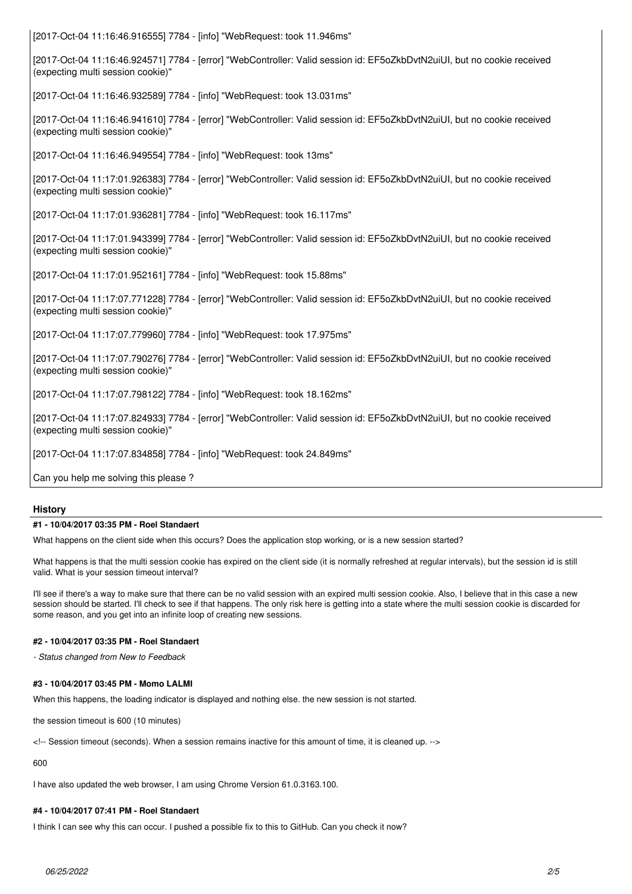[2017-Oct-04 11:16:46.916555] 7784 - [info] "WebRequest: took 11.946ms"

[2017-Oct-04 11:16:46.924571] 7784 - [error] "WebController: Valid session id: EF5oZkbDvtN2uiUI, but no cookie received (expecting multi session cookie)"

[2017-Oct-04 11:16:46.932589] 7784 - [info] "WebRequest: took 13.031ms"

[2017-Oct-04 11:16:46.941610] 7784 - [error] "WebController: Valid session id: EF5oZkbDvtN2uiUI, but no cookie received (expecting multi session cookie)"

[2017-Oct-04 11:16:46.949554] 7784 - [info] "WebRequest: took 13ms"

[2017-Oct-04 11:17:01.926383] 7784 - [error] "WebController: Valid session id: EF5oZkbDvtN2uiUI, but no cookie received (expecting multi session cookie)"

[2017-Oct-04 11:17:01.936281] 7784 - [info] "WebRequest: took 16.117ms"

[2017-Oct-04 11:17:01.943399] 7784 - [error] "WebController: Valid session id: EF5oZkbDvtN2uiUI, but no cookie received (expecting multi session cookie)"

[2017-Oct-04 11:17:01.952161] 7784 - [info] "WebRequest: took 15.88ms"

[2017-Oct-04 11:17:07.771228] 7784 - [error] "WebController: Valid session id: EF5oZkbDvtN2uiUI, but no cookie received (expecting multi session cookie)"

[2017-Oct-04 11:17:07.779960] 7784 - [info] "WebRequest: took 17.975ms"

[2017-Oct-04 11:17:07.790276] 7784 - [error] "WebController: Valid session id: EF5oZkbDvtN2uiUI, but no cookie received (expecting multi session cookie)"

[2017-Oct-04 11:17:07.798122] 7784 - [info] "WebRequest: took 18.162ms"

[2017-Oct-04 11:17:07.824933] 7784 - [error] "WebController: Valid session id: EF5oZkbDvtN2uiUI, but no cookie received (expecting multi session cookie)"

[2017-Oct-04 11:17:07.834858] 7784 - [info] "WebRequest: took 24.849ms"

Can you help me solving this please ?

## History

### #1 - 10/04/2017 03:35 PM - Roel Standaert

What happens on the client side when this occurs? Does the application stop working, or is a new session started?

What happens is that the multi session cookie has expired on the client side (it is normally refreshed at regular intervals), but the session id is still valid. What is your session timeout interval?

I'll see if there's a way to make sure that there can be no valid session with an expired multi session cookie. Also, I believe that in this case a new session should be started. I'll check to see if that happens. The only risk here is getting into a state where the multi session cookie is discarded for some reason, and you get into an infinite loop of creating new sessions.

### #2 - 10/04/2017 03:35 PM - Roel Standaert

*- Status changed from New to Feedback*

### #3 - 10/04/2017 03:45 PM - Momo LALMI

When this happens, the loading indicator is displayed and nothing else. the new session is not started.

the session timeout is 600 (10 minutes)

<!-- Session timeout (seconds). When a session remains inactive for this amount of time, it is cleaned up. -->

600

I have also updated the web browser, I am using Chrome Version 61.0.3163.100.

### #4 - 10/04/2017 07:41 PM - Roel Standaert

I think I can see why this can occur. I pushed a possible fix to this to GitHub. Can you check it now?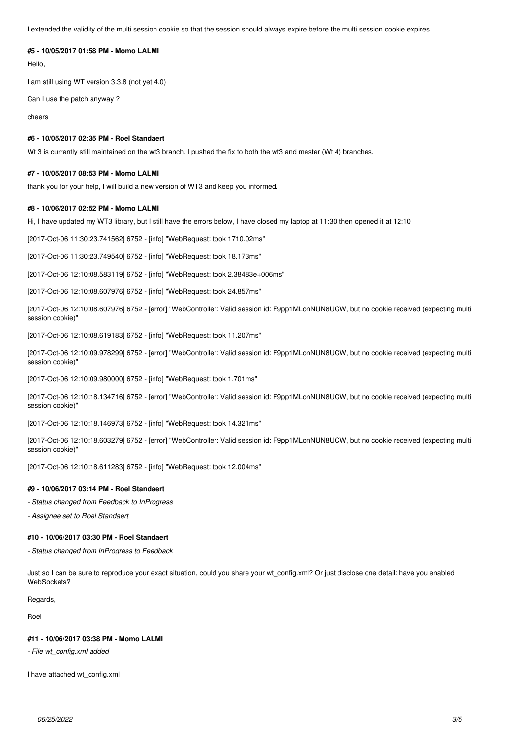I extended the validity of the multi session cookie so that the session should always expire before the multi session cookie expires.

#### #5 - 10/05/2017 01:58 PM - Momo LALMI

Hello,

I am still using WT version 3.3.8 (not yet 4.0)

Can I use the patch anyway ?

cheers

#### #6 - 10/05/2017 02:35 PM - Roel Standaert

Wt 3 is currently still maintained on the wt3 branch. I pushed the fix to both the wt3 and master (Wt 4) branches.

#### #7 - 10/05/2017 08:53 PM - Momo LALMI

thank you for your help, I will build a new version of WT3 and keep you informed.

#### #8 - 10/06/2017 02:52 PM - Momo LALMI

Hi, I have updated my WT3 library, but I still have the errors below, I have closed my laptop at 11:30 then opened it at 12:10

[2017-Oct-06 11:30:23.741562] 6752 - [info] "WebRequest: took 1710.02ms"

[2017-Oct-06 11:30:23.749540] 6752 - [info] "WebRequest: took 18.173ms"

[2017-Oct-06 12:10:08.583119] 6752 - [info] "WebRequest: took 2.38483e+006ms"

[2017-Oct-06 12:10:08.607976] 6752 - [info] "WebRequest: took 24.857ms"

[2017-Oct-06 12:10:08.607976] 6752 - [error] "WebController: Valid session id: F9pp1MLonNUN8UCW, but no cookie received (expecting multi session cookie)"

[2017-Oct-06 12:10:08.619183] 6752 - [info] "WebRequest: took 11.207ms"

[2017-Oct-06 12:10:09.978299] 6752 - [error] "WebController: Valid session id: F9pp1MLonNUN8UCW, but no cookie received (expecting multi session cookie)"

[2017-Oct-06 12:10:09.980000] 6752 - [info] "WebRequest: took 1.701ms"

[2017-Oct-06 12:10:18.134716] 6752 - [error] "WebController: Valid session id: F9pp1MLonNUN8UCW, but no cookie received (expecting multi session cookie)"

[2017-Oct-06 12:10:18.146973] 6752 - [info] "WebRequest: took 14.321ms"

[2017-Oct-06 12:10:18.603279] 6752 - [error] "WebController: Valid session id: F9pp1MLonNUN8UCW, but no cookie received (expecting multi session cookie)"

[2017-Oct-06 12:10:18.611283] 6752 - [info] "WebRequest: took 12.004ms"

#### #9 - 10/06/2017 03:14 PM - Roel Standaert

*- Status changed from Feedback to InProgress*

*- Assignee set to Roel Standaert*

#### #10 - 10/06/2017 03:30 PM - Roel Standaert

*- Status changed from InProgress to Feedback*

Just so I can be sure to reproduce your exact situation, could you share your wt_config.xml? Or just disclose one detail: have you enabled WebSockets?

Regards,

Roel

#### #11 - 10/06/2017 03:38 PM - Momo LALMI

*- File wt_config.xml added*

I have attached wt_config.xml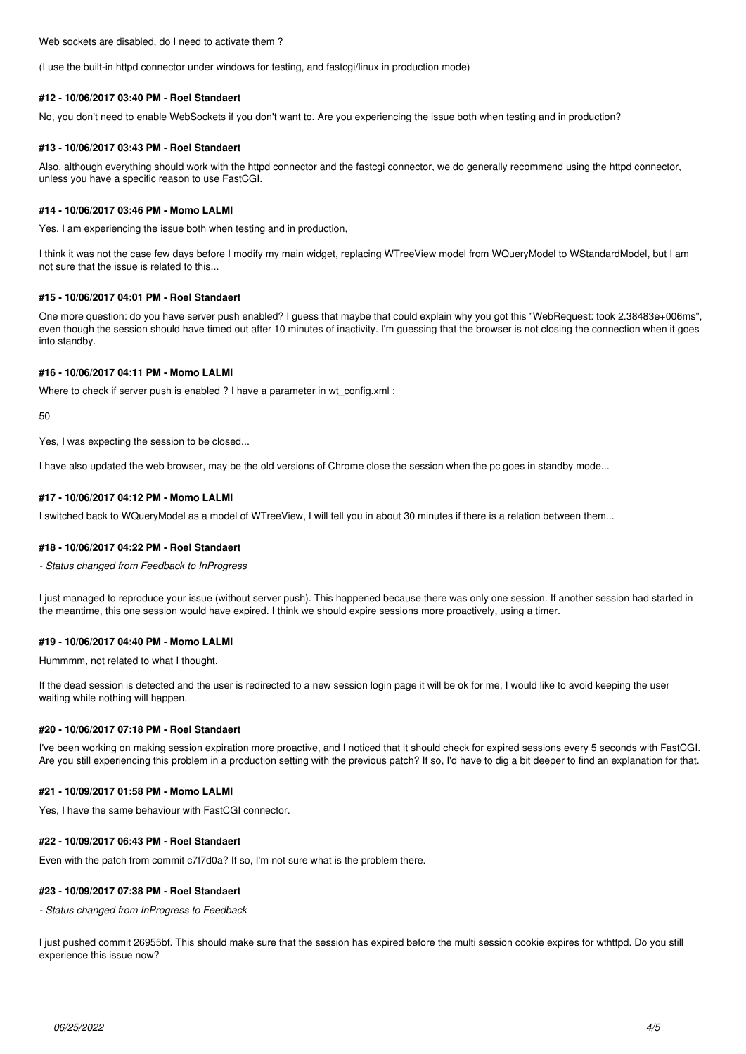Web sockets are disabled, do I need to activate them ?

(I use the built-in httpd connector under windows for testing, and fastcgi/linux in production mode)

#### #12 - 10/06/2017 03:40 PM - Roel Standaert

No, you don't need to enable WebSockets if you don't want to. Are you experiencing the issue both when testing and in production?

#### #13 - 10/06/2017 03:43 PM - Roel Standaert

Also, although everything should work with the httpd connector and the fastcgi connector, we do generally recommend using the httpd connector, unless you have a specific reason to use FastCGI.

#### #14 - 10/06/2017 03:46 PM - Momo LALMI

Yes, I am experiencing the issue both when testing and in production,

I think it was not the case few days before I modify my main widget, replacing WTreeView model from WQueryModel to WStandardModel, but I am not sure that the issue is related to this...

#### #15 - 10/06/2017 04:01 PM - Roel Standaert

One more question: do you have server push enabled? I guess that maybe that could explain why you got this "WebRequest: took 2.38483e+006ms", even though the session should have timed out after 10 minutes of inactivity. I'm guessing that the browser is not closing the connection when it goes into standby.

#### #16 - 10/06/2017 04:11 PM - Momo LALMI

Where to check if server push is enabled ? I have a parameter in wt_config.xml :

50

Yes, I was expecting the session to be closed...

I have also updated the web browser, may be the old versions of Chrome close the session when the pc goes in standby mode...

#### #17 - 10/06/2017 04:12 PM - Momo LALMI

I switched back to WQueryModel as a model of WTreeView, I will tell you in about 30 minutes if there is a relation between them...

#### #18 - 10/06/2017 04:22 PM - Roel Standaert

*- Status changed from Feedback to InProgress*

I just managed to reproduce your issue (without server push). This happened because there was only one session. If another session had started in the meantime, this one session would have expired. I think we should expire sessions more proactively, using a timer.

#### #19 - 10/06/2017 04:40 PM - Momo LALMI

Hummmm, not related to what I thought.

If the dead session is detected and the user is redirected to a new session login page it will be ok for me, I would like to avoid keeping the user waiting while nothing will happen.

#### #20 - 10/06/2017 07:18 PM - Roel Standaert

I've been working on making session expiration more proactive, and I noticed that it should check for expired sessions every 5 seconds with FastCGI. Are you still experiencing this problem in a production setting with the previous patch? If so, I'd have to dig a bit deeper to find an explanation for that.

#### #21 - 10/09/2017 01:58 PM - Momo LALMI

Yes, I have the same behaviour with FastCGI connector.

#### #22 - 10/09/2017 06:43 PM - Roel Standaert

Even with the patch from commit c7f7d0a? If so, I'm not sure what is the problem there.

#### #23 - 10/09/2017 07:38 PM - Roel Standaert

*- Status changed from InProgress to Feedback*

I just pushed commit 26955bf. This should make sure that the session has expired before the multi session cookie expires for wthttpd. Do you still experience this issue now?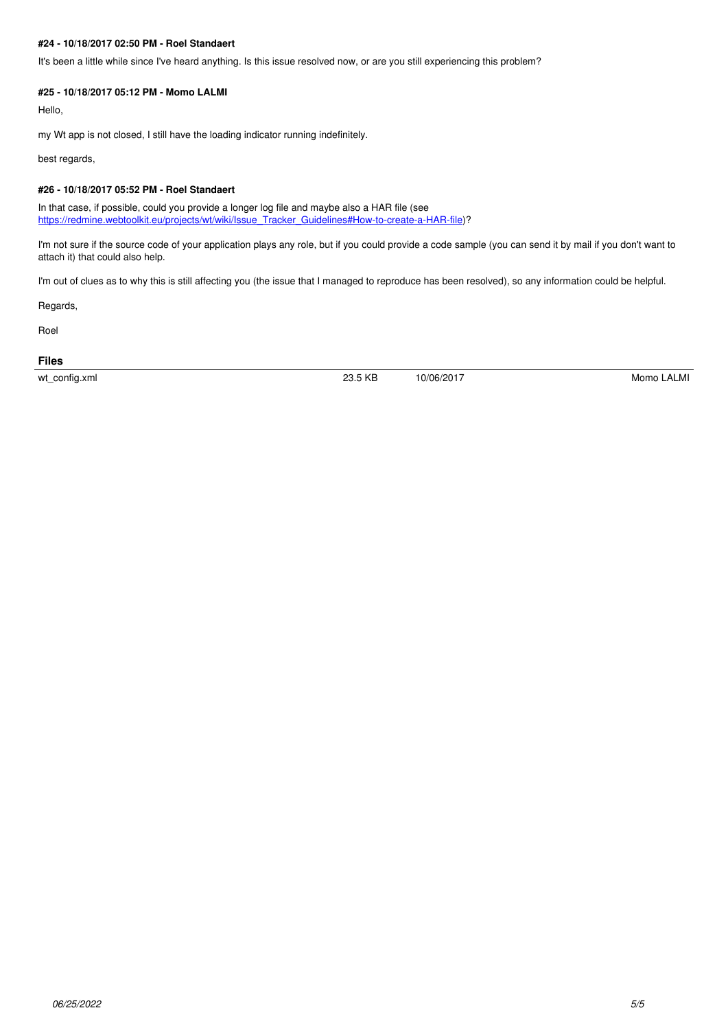#### #24 - 10/18/2017 02:50 PM - Roel Standaert

It's been a little while since I've heard anything. Is this issue resolved now, or are you still experiencing this problem?

#### #25 - 10/18/2017 05:12 PM - Momo LALMI

Hello,

my Wt app is not closed, I still have the loading indicator running indefinitely.

best regards,

#### #26 - 10/18/2017 05:52 PM - Roel Standaert

In that case, if possible, could you provide a longer log file and maybe also a HAR file (see [https://redmine.webtoolkit.eu/projects/wt/wiki/Issue_Tracker_Guidelines#How-to-create-a-HAR-file](https://redmine.webtoolkit.eu/projects/wt/wiki/Issue_Tracker_Guidelines#How-to-create-a-HAR-file))?

I'm not sure if the source code of your application plays any role, but if you could provide a code sample (you can send it by mail if you don't want to attach it) that could also help.

I'm out of clues as to why this is still affecting you (the issue that I managed to reproduce has been resolved), so any information could be helpful.

Regards,

Roel

### Files

| | | | |
|---|---|---|---|
| wt_config.xml | 23.5 KB | 10/06/2017 | Momo LALMI |